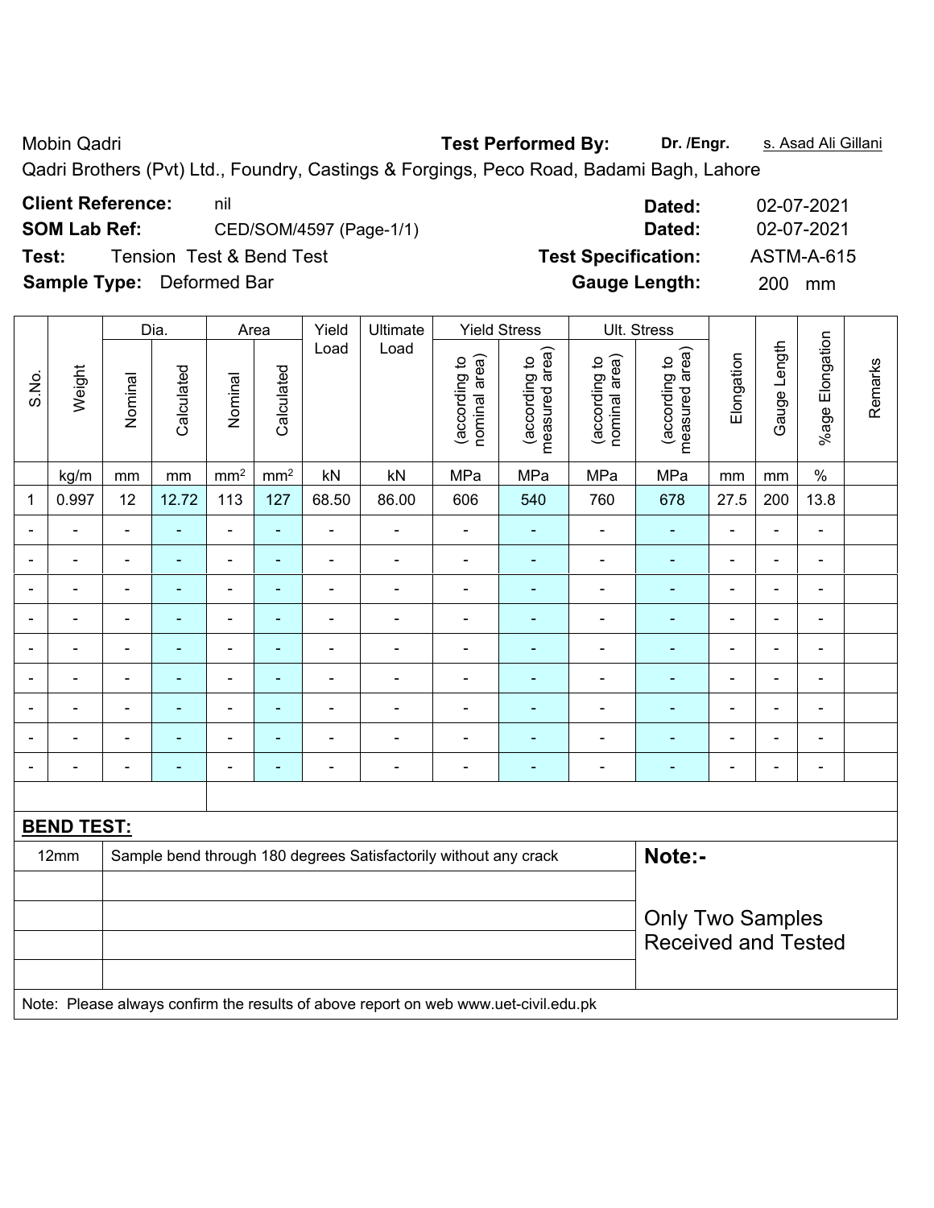Mobin Qadri **Test Performed By:** **Dr. /Engr.** s. Asad Ali Gillani

Qadri Brothers (Pvt) Ltd., Foundry, Castings & Forgings, Peco Road, Badami Bagh, Lahore

**Client Reference:** nil **Dated:** 02-07-2021

**SOM Lab Ref:** CED/SOM/4597 (Page-1/1) **Dated:** 02-07-2021

**Test:** Tension Test & Bend Test **Test Specification:** ASTM-A-615

**Sample Type:** Deformed Bar **Gauge Length:** 200 mm

| S.No. | Weight | Dia. | | Area | | Yield Load | Ultimate Load | Yield Stress | | Ult. Stress | | Elongation | Gauge Length | %age Elongation | Remarks |
|---|---|---|---|---|---|---|---|---|---|---|---|---|---|---|---|
| | | Nominal | Calculated | Nominal | Calculated | | | (according to nominal area) | (according to measured area) | (according to nominal area) | (according to measured area) | | | | |
| | kg/m | mm | mm | mm² | mm² | kN | kN | MPa | MPa | MPa | MPa | mm | mm | % | |
| 1 | 0.997 | 12 | 12.72 | 113 | 127 | 68.50 | 86.00 | 606 | 540 | 760 | 678 | 27.5 | 200 | 13.8 | |
| - | - | - | - | - | - | - | - | - | - | - | - | - | - | - | |
| - | - | - | - | - | - | - | - | - | - | - | - | - | - | - | |
| - | - | - | - | - | - | - | - | - | - | - | - | - | - | - | |
| - | - | - | - | - | - | - | - | - | - | - | - | - | - | - | |
| - | - | - | - | - | - | - | - | - | - | - | - | - | - | - | |
| - | - | - | - | - | - | - | - | - | - | - | - | - | - | - | |
| - | - | - | - | - | - | - | - | - | - | - | - | - | - | - | |
| - | - | - | - | - | - | - | - | - | - | - | - | - | - | - | |
| - | - | - | - | - | - | - | - | - | - | - | - | - | - | - | |

**BEND TEST:**

| | | |
|---|---|---|
| 12mm | Sample bend through 180 degrees Satisfactorily without any crack | **Note:-** |
| | | Only Two Samples Received and Tested |

Note: Please always confirm the results of above report on web www.uet-civil.edu.pk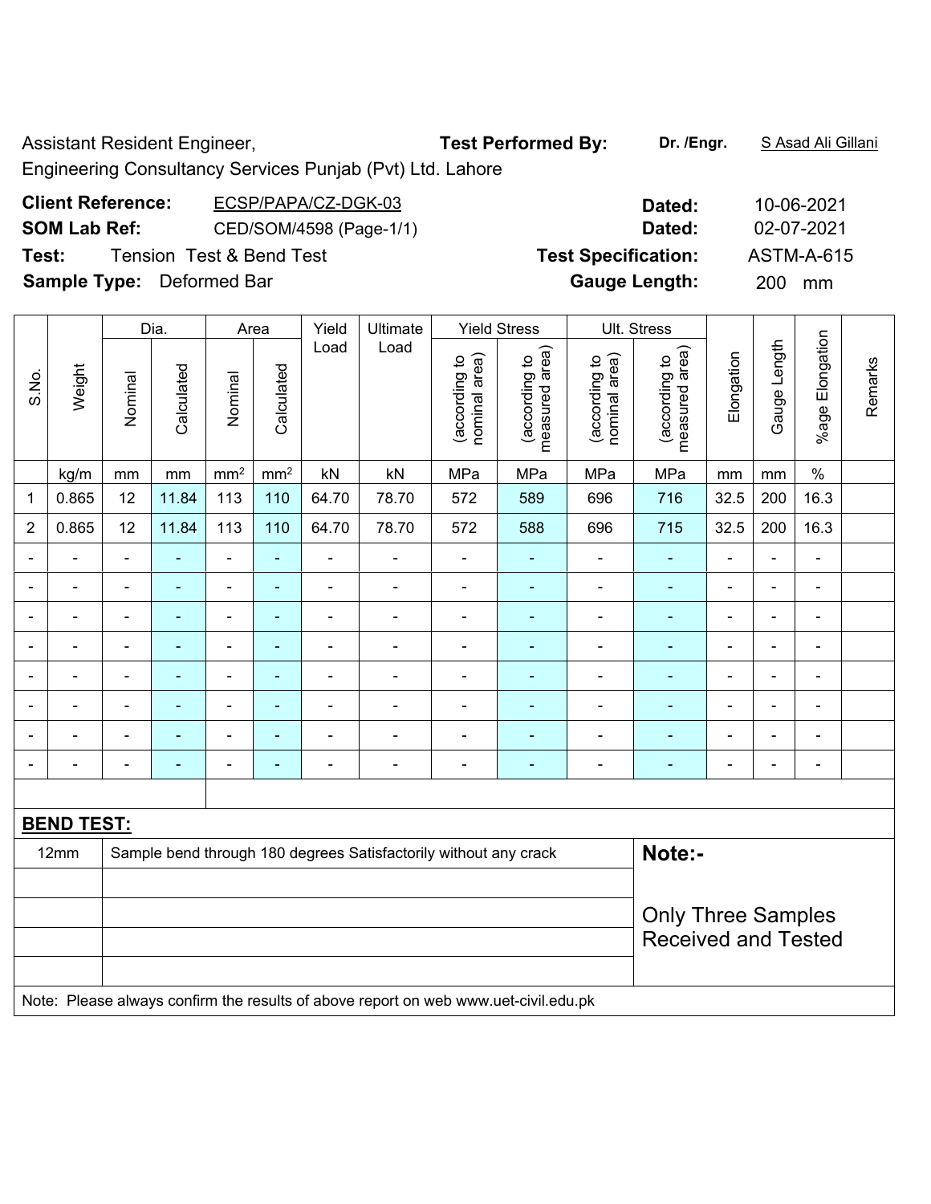Assistant Resident Engineer,
Engineering Consultancy Services Punjab (Pvt) Ltd. Lahore

**Test Performed By:** **Dr. /Engr.** S Asad Ali Gillani

**Client Reference:** ECSP/PAPA/CZ-DGK-03 **Dated:** 10-06-2021

**SOM Lab Ref:** CED/SOM/4598 (Page-1/1) **Dated:** 02-07-2021

**Test:** Tension Test & Bend Test **Test Specification:** ASTM-A-615

**Sample Type:** Deformed Bar **Gauge Length:** 200 mm

| S.No. | Weight | Dia. | | Area | | Yield Load | Ultimate Load | Yield Stress | | Ult. Stress | | Elongation | Gauge Length | %age Elongation | Remarks |
|---|---|---|---|---|---|---|---|---|---|---|---|---|---|---|---|
| | | Nominal | Calculated | Nominal | Calculated | | | (according to nominal area) | (according to measured area) | (according to nominal area) | (according to measured area) | | | | |
| | kg/m | mm | mm | mm² | mm² | kN | kN | MPa | MPa | MPa | MPa | mm | mm | % | |
| 1 | 0.865 | 12 | 11.84 | 113 | 110 | 64.70 | 78.70 | 572 | 589 | 696 | 716 | 32.5 | 200 | 16.3 | |
| 2 | 0.865 | 12 | 11.84 | 113 | 110 | 64.70 | 78.70 | 572 | 588 | 696 | 715 | 32.5 | 200 | 16.3 | |
| - | - | - | - | - | - | - | - | - | - | - | - | - | - | - | |
| - | - | - | - | - | - | - | - | - | - | - | - | - | - | - | |
| - | - | - | - | - | - | - | - | - | - | - | - | - | - | - | |
| - | - | - | - | - | - | - | - | - | - | - | - | - | - | - | |
| - | - | - | - | - | - | - | - | - | - | - | - | - | - | - | |
| - | - | - | - | - | - | - | - | - | - | - | - | - | - | - | |
| - | - | - | - | - | - | - | - | - | - | - | - | - | - | - | |
| - | - | - | - | - | - | - | - | - | - | - | - | - | - | - | |

**BEND TEST:**

| | | |
|---|---|---|
| 12mm | Sample bend through 180 degrees Satisfactorily without any crack | **Note:-** |
| | | Only Three Samples Received and Tested |

Note: Please always confirm the results of above report on web www.uet-civil.edu.pk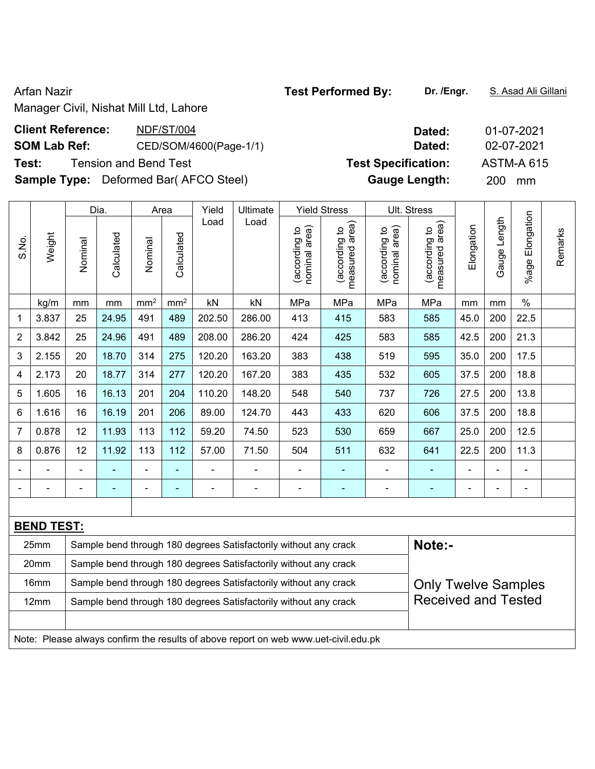Arfan Nazir

Manager Civil, Nishat Mill Ltd, Lahore

**Test Performed By:** **Dr. /Engr.** S. Asad Ali Gillani

**Client Reference:** NDF/ST/004 **Dated:** 01-07-2021

**SOM Lab Ref:** CED/SOM/4600(Page-1/1) **Dated:** 02-07-2021

**Test:** Tension and Bend Test **Test Specification:** ASTM-A 615

**Sample Type:** Deformed Bar( AFCO Steel) **Gauge Length:** 200 mm

| S.No. | Weight | Dia. | | Area | | Yield Load | Ultimate Load | Yield Stress | | Ult. Stress | | Elongation | Gauge Length | %age Elongation | Remarks |
|---|---|---|---|---|---|---|---|---|---|---|---|---|---|---|---|
| | | Nominal | Calculated | Nominal | Calculated | | | (according to nominal area) | (according to measured area) | (according to nominal area) | (according to measured area) | | | | |
| | kg/m | mm | mm | mm² | mm² | kN | kN | MPa | MPa | MPa | MPa | mm | mm | % | |
| 1 | 3.837 | 25 | 24.95 | 491 | 489 | 202.50 | 286.00 | 413 | 415 | 583 | 585 | 45.0 | 200 | 22.5 | |
| 2 | 3.842 | 25 | 24.96 | 491 | 489 | 208.00 | 286.20 | 424 | 425 | 583 | 585 | 42.5 | 200 | 21.3 | |
| 3 | 2.155 | 20 | 18.70 | 314 | 275 | 120.20 | 163.20 | 383 | 438 | 519 | 595 | 35.0 | 200 | 17.5 | |
| 4 | 2.173 | 20 | 18.77 | 314 | 277 | 120.20 | 167.20 | 383 | 435 | 532 | 605 | 37.5 | 200 | 18.8 | |
| 5 | 1.605 | 16 | 16.13 | 201 | 204 | 110.20 | 148.20 | 548 | 540 | 737 | 726 | 27.5 | 200 | 13.8 | |
| 6 | 1.616 | 16 | 16.19 | 201 | 206 | 89.00 | 124.70 | 443 | 433 | 620 | 606 | 37.5 | 200 | 18.8 | |
| 7 | 0.878 | 12 | 11.93 | 113 | 112 | 59.20 | 74.50 | 523 | 530 | 659 | 667 | 25.0 | 200 | 12.5 | |
| 8 | 0.876 | 12 | 11.92 | 113 | 112 | 57.00 | 71.50 | 504 | 511 | 632 | 641 | 22.5 | 200 | 11.3 | |
| - | - | - | - | - | - | - | - | - | - | - | - | - | - | - | |
| - | - | - | - | - | - | - | - | - | - | - | - | - | - | - | |

**BEND TEST:**

| Size | Result |
|---|---|
| 25mm | Sample bend through 180 degrees Satisfactorily without any crack |
| 20mm | Sample bend through 180 degrees Satisfactorily without any crack |
| 16mm | Sample bend through 180 degrees Satisfactorily without any crack |
| 12mm | Sample bend through 180 degrees Satisfactorily without any crack |

**Note:-**

Only Twelve Samples Received and Tested

Note: Please always confirm the results of above report on web www.uet-civil.edu.pk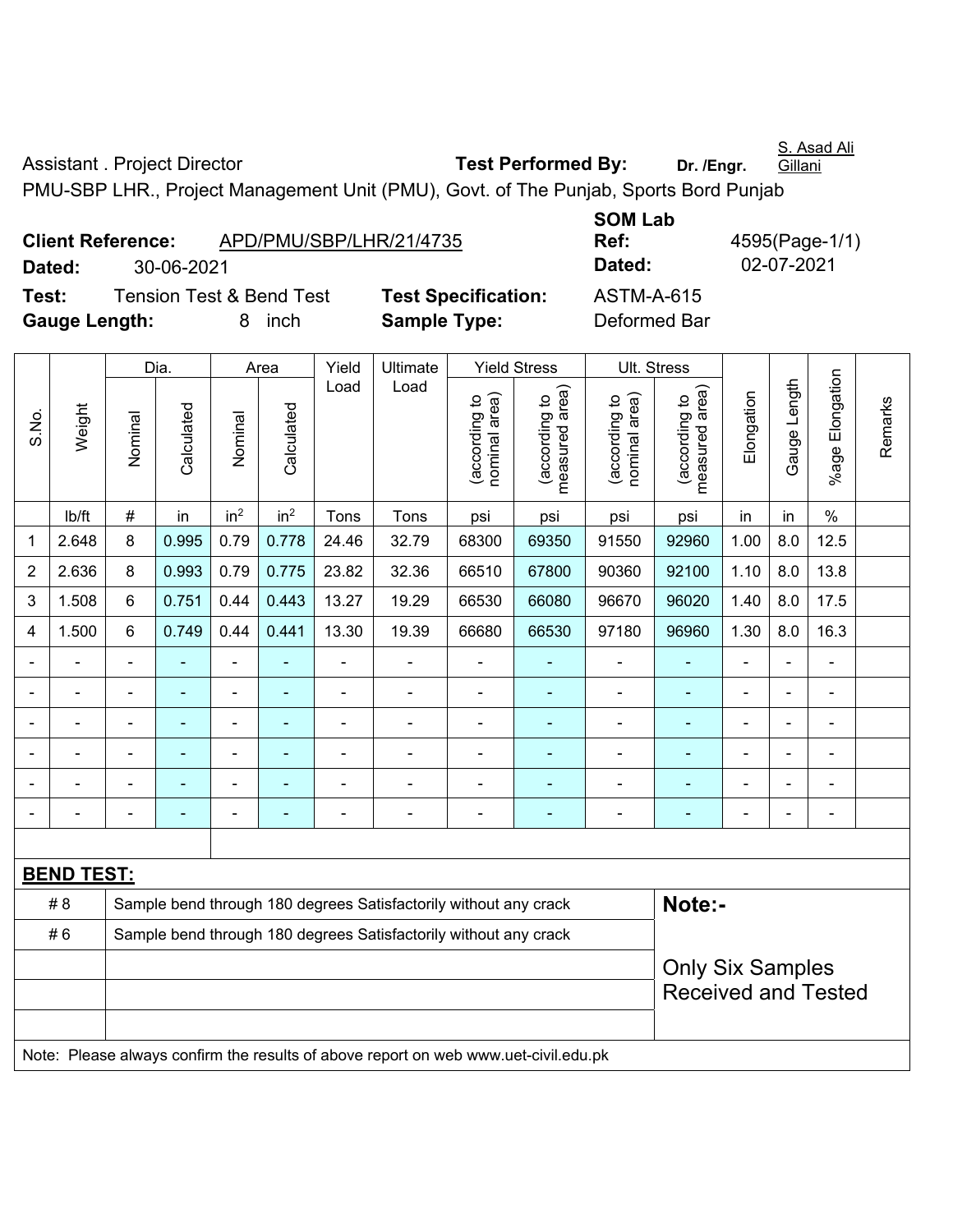Assistant . Project Director **Test Performed By:** **Dr. /Engr.** S. Asad Ali Gillani

PMU-SBP LHR., Project Management Unit (PMU), Govt. of The Punjab, Sports Bord Punjab

**Client Reference:** APD/PMU/SBP/LHR/21/4735 **SOM Lab Ref:** 4595(Page-1/1)

**Dated:** 30-06-2021 **Dated:** 02-07-2021

**Test:** Tension Test & Bend Test **Test Specification:** ASTM-A-615

**Gauge Length:** 8 inch **Sample Type:** Deformed Bar

| S.No. | Weight | Dia. | | Area | | Yield Load | Ultimate Load | Yield Stress | | Ult. Stress | | Elongation | Gauge Length | %age Elongation | Remarks |
|---|---|---|---|---|---|---|---|---|---|---|---|---|---|---|---|
| | | Nominal | Calculated | Nominal | Calculated | | | (according to nominal area) | (according to measured area) | (according to nominal area) | (according to measured area) | | | | |
| | lb/ft | # | in | $in^2$ | $in^2$ | Tons | Tons | psi | psi | psi | psi | in | in | % | |
| 1 | 2.648 | 8 | 0.995 | 0.79 | 0.778 | 24.46 | 32.79 | 68300 | 69350 | 91550 | 92960 | 1.00 | 8.0 | 12.5 | |
| 2 | 2.636 | 8 | 0.993 | 0.79 | 0.775 | 23.82 | 32.36 | 66510 | 67800 | 90360 | 92100 | 1.10 | 8.0 | 13.8 | |
| 3 | 1.508 | 6 | 0.751 | 0.44 | 0.443 | 13.27 | 19.29 | 66530 | 66080 | 96670 | 96020 | 1.40 | 8.0 | 17.5 | |
| 4 | 1.500 | 6 | 0.749 | 0.44 | 0.441 | 13.30 | 19.39 | 66680 | 66530 | 97180 | 96960 | 1.30 | 8.0 | 16.3 | |
| - | - | - | - | - | - | - | - | - | - | - | - | - | - | - | |
| - | - | - | - | - | - | - | - | - | - | - | - | - | - | - | |
| - | - | - | - | - | - | - | - | - | - | - | - | - | - | - | |
| - | - | - | - | - | - | - | - | - | - | - | - | - | - | - | |
| - | - | - | - | - | - | - | - | - | - | - | - | - | - | - | |
| - | - | - | - | - | - | - | - | - | - | - | - | - | - | - | |

**BEND TEST:**

| | | |
|---|---|---|
| # 8 | Sample bend through 180 degrees Satisfactorily without any crack | **Note:-** |
| # 6 | Sample bend through 180 degrees Satisfactorily without any crack | Only Six Samples Received and Tested |

Note: Please always confirm the results of above report on web www.uet-civil.edu.pk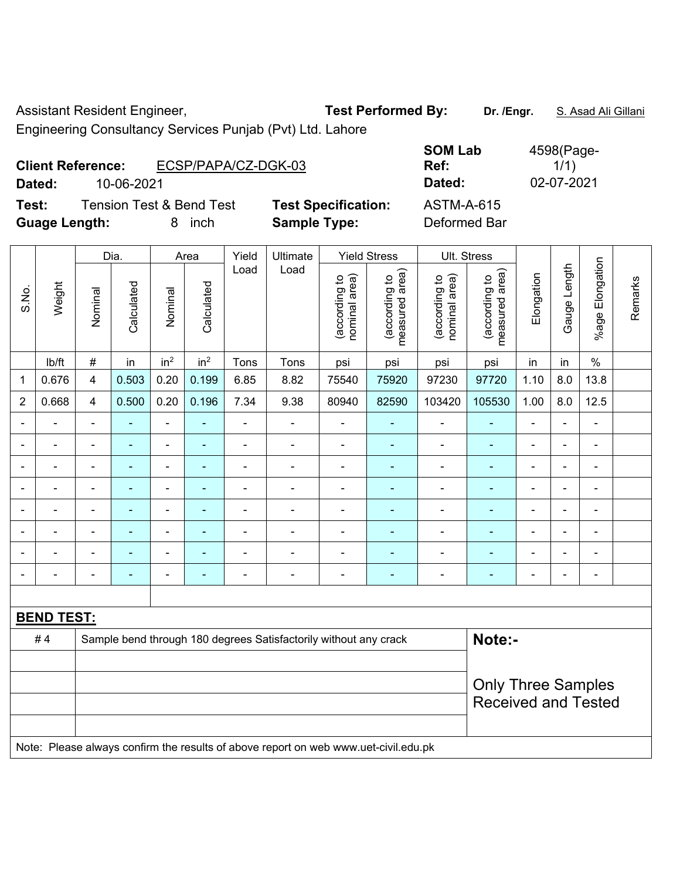Assistant Resident Engineer,
Engineering Consultancy Services Punjab (Pvt) Ltd. Lahore

**Test Performed By:** **Dr. /Engr.** S. Asad Ali Gillani

**Client Reference:** ECSP/PAPA/CZ-DGK-03
**Dated:** 10-06-2021

**SOM Lab Ref:** 4598(Page-1/1)
**Dated:** 02-07-2021

**Test:** Tension Test & Bend Test
**Guage Length:** 8 inch

**Test Specification:** ASTM-A-615
**Sample Type:** Deformed Bar

| S.No. | Weight | Dia. | | Area | | Yield Load | Ultimate Load | Yield Stress | | Ult. Stress | | Elongation | Gauge Length | %age Elongation | Remarks |
|---|---|---|---|---|---|---|---|---|---|---|---|---|---|---|---|
| | | Nominal | Calculated | Nominal | Calculated | | | (according to nominal area) | (according to measured area) | (according to nominal area) | (according to measured area) | | | | |
| | lb/ft | # | in | $in^2$ | $in^2$ | Tons | Tons | psi | psi | psi | psi | in | in | % | |
| 1 | 0.676 | 4 | 0.503 | 0.20 | 0.199 | 6.85 | 8.82 | 75540 | 75920 | 97230 | 97720 | 1.10 | 8.0 | 13.8 | |
| 2 | 0.668 | 4 | 0.500 | 0.20 | 0.196 | 7.34 | 9.38 | 80940 | 82590 | 103420 | 105530 | 1.00 | 8.0 | 12.5 | |
| - | - | - | - | - | - | - | - | - | - | - | - | - | - | - | |
| - | - | - | - | - | - | - | - | - | - | - | - | - | - | - | |
| - | - | - | - | - | - | - | - | - | - | - | - | - | - | - | |
| - | - | - | - | - | - | - | - | - | - | - | - | - | - | - | |
| - | - | - | - | - | - | - | - | - | - | - | - | - | - | - | |
| - | - | - | - | - | - | - | - | - | - | - | - | - | - | - | |
| - | - | - | - | - | - | - | - | - | - | - | - | - | - | - | |
| - | - | - | - | - | - | - | - | - | - | - | - | - | - | - | |

**BEND TEST:**

| | |
|---|---|
| # 4 | Sample bend through 180 degrees Satisfactorily without any crack |

**Note:-**

Only Three Samples Received and Tested

Note: Please always confirm the results of above report on web www.uet-civil.edu.pk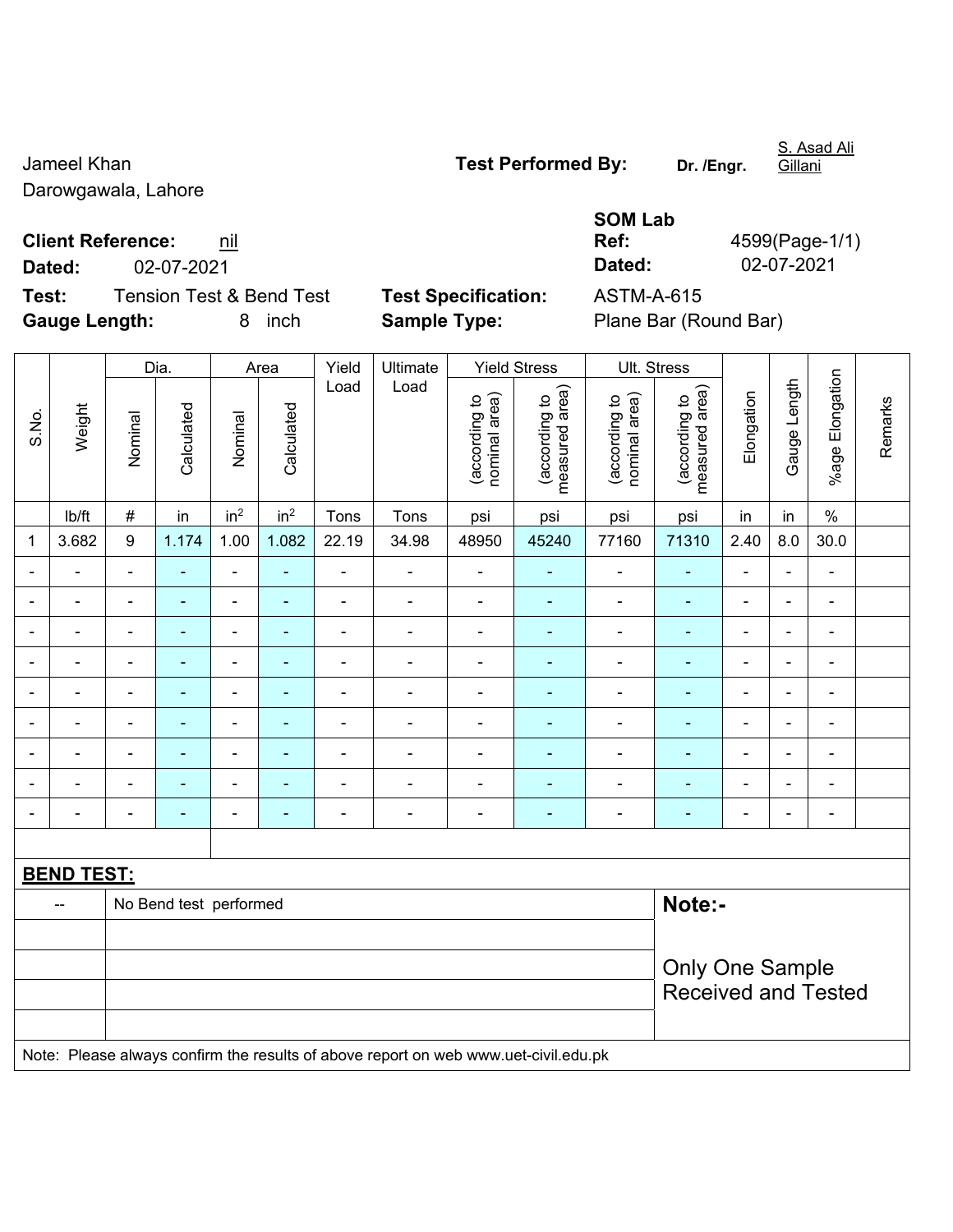Jameel Khan
Darowgawala, Lahore

**Test Performed By:** Dr. /Engr. S. Asad Ali Gillani

**Client Reference:** nil
**Dated:** 02-07-2021

**SOM Lab Ref:** 4599(Page-1/1)
**Dated:** 02-07-2021

**Test:** Tension Test & Bend Test
**Gauge Length:** 8 inch

**Test Specification:** ASTM-A-615
**Sample Type:** Plane Bar (Round Bar)

| S.No. | Weight | Dia. | | Area | | Yield Load | Ultimate Load | Yield Stress | | Ult. Stress | | Elongation | Gauge Length | %age Elongation | Remarks |
|---|---|---|---|---|---|---|---|---|---|---|---|---|---|---|---|
| | | Nominal | Calculated | Nominal | Calculated | | | (according to nominal area) | (according to measured area) | (according to nominal area) | (according to measured area) | | | | |
| | lb/ft | # | in | in² | in² | Tons | Tons | psi | psi | psi | psi | in | in | % | |
| 1 | 3.682 | 9 | 1.174 | 1.00 | 1.082 | 22.19 | 34.98 | 48950 | 45240 | 77160 | 71310 | 2.40 | 8.0 | 30.0 | |
| - | - | - | - | - | - | - | - | - | - | - | - | - | - | - | |
| - | - | - | - | - | - | - | - | - | - | - | - | - | - | - | |
| - | - | - | - | - | - | - | - | - | - | - | - | - | - | - | |
| - | - | - | - | - | - | - | - | - | - | - | - | - | - | - | |
| - | - | - | - | - | - | - | - | - | - | - | - | - | - | - | |
| - | - | - | - | - | - | - | - | - | - | - | - | - | - | - | |
| - | - | - | - | - | - | - | - | - | - | - | - | - | - | - | |
| - | - | - | - | - | - | - | - | - | - | - | - | - | - | - | |
| - | - | - | - | - | - | - | - | - | - | - | - | - | - | - | |

**BEND TEST:**

| | | |
|---|---|---|
| -- | No Bend test performed | **Note:-** Only One Sample Received and Tested |

Note: Please always confirm the results of above report on web www.uet-civil.edu.pk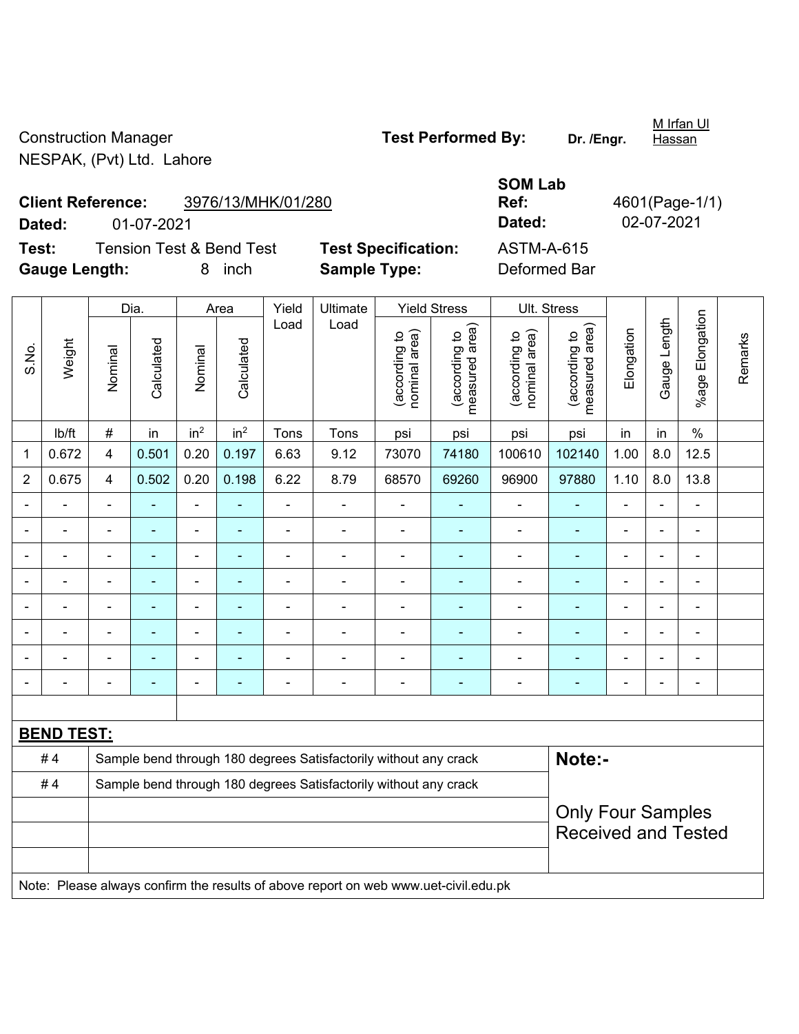Construction Manager
NESPAK, (Pvt) Ltd. Lahore

**Test Performed By:** **Dr. /Engr.** M Irfan Ul Hassan

**Client Reference:** 3976/13/MHK/01/280

**Dated:** 01-07-2021

**SOM Lab Ref:** 4601(Page-1/1)

**Dated:** 02-07-2021

**Test:** Tension Test & Bend Test

**Test Specification:** ASTM-A-615

**Gauge Length:** 8 inch

**Sample Type:** Deformed Bar

| S.No. | Weight | Dia. | | Area | | Yield Load | Ultimate Load | Yield Stress | | Ult. Stress | | Elongation | Gauge Length | %age Elongation | Remarks |
|---|---|---|---|---|---|---|---|---|---|---|---|---|---|---|---|
| | | Nominal | Calculated | Nominal | Calculated | | | (according to nominal area) | (according to measured area) | (according to nominal area) | (according to measured area) | | | | |
| | lb/ft | # | in | $in^2$ | $in^2$ | Tons | Tons | psi | psi | psi | psi | in | in | % | |
| 1 | 0.672 | 4 | 0.501 | 0.20 | 0.197 | 6.63 | 9.12 | 73070 | 74180 | 100610 | 102140 | 1.00 | 8.0 | 12.5 | |
| 2 | 0.675 | 4 | 0.502 | 0.20 | 0.198 | 6.22 | 8.79 | 68570 | 69260 | 96900 | 97880 | 1.10 | 8.0 | 13.8 | |
| - | - | - | - | - | - | - | - | - | - | - | - | - | - | - | |
| - | - | - | - | - | - | - | - | - | - | - | - | - | - | - | |
| - | - | - | - | - | - | - | - | - | - | - | - | - | - | - | |
| - | - | - | - | - | - | - | - | - | - | - | - | - | - | - | |
| - | - | - | - | - | - | - | - | - | - | - | - | - | - | - | |
| - | - | - | - | - | - | - | - | - | - | - | - | - | - | - | |
| - | - | - | - | - | - | - | - | - | - | - | - | - | - | - | |
| - | - | - | - | - | - | - | - | - | - | - | - | - | - | - | |

**BEND TEST:**

| | |
|---|---|
| # 4 | Sample bend through 180 degrees Satisfactorily without any crack |
| # 4 | Sample bend through 180 degrees Satisfactorily without any crack |

**Note:-**

Only Four Samples Received and Tested

Note: Please always confirm the results of above report on web www.uet-civil.edu.pk